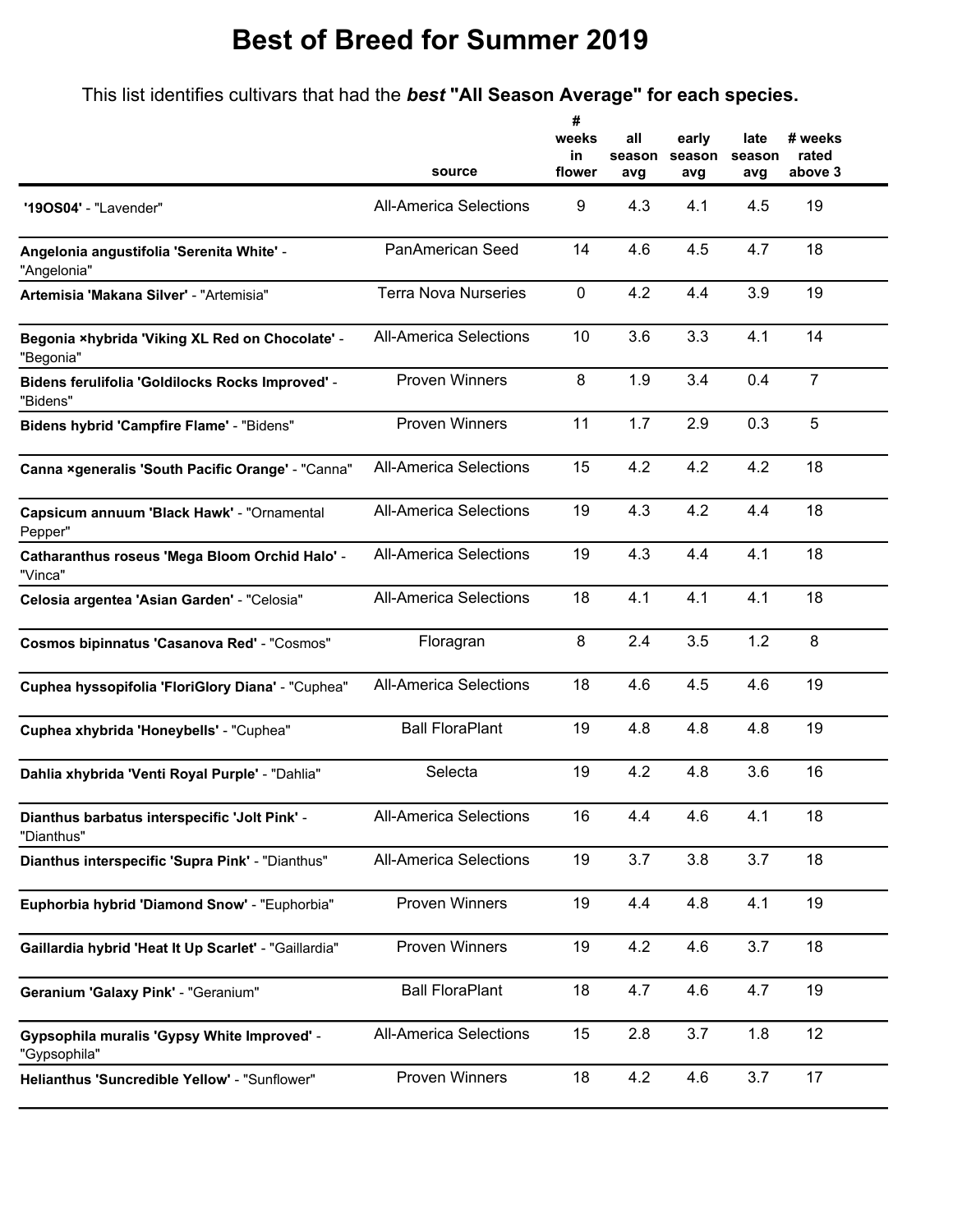# Best of Breed for Summer 2019

This list identifies cultivars that had the ***best*** **"All Season Average" for each species.**

| | source | # weeks in flower | all season avg | early season avg | late season avg | # weeks rated above 3 |
|---|---|---|---|---|---|---|
| **'19OS04'** - "Lavender" | All-America Selections | 9 | 4.3 | 4.1 | 4.5 | 19 |
| **Angelonia angustifolia 'Serenita White'** - "Angelonia" | PanAmerican Seed | 14 | 4.6 | 4.5 | 4.7 | 18 |
| **Artemisia 'Makana Silver'** - "Artemisia" | Terra Nova Nurseries | 0 | 4.2 | 4.4 | 3.9 | 19 |
| **Begonia ×hybrida 'Viking XL Red on Chocolate'** - "Begonia" | All-America Selections | 10 | 3.6 | 3.3 | 4.1 | 14 |
| **Bidens ferulifolia 'Goldilocks Rocks Improved'** - "Bidens" | Proven Winners | 8 | 1.9 | 3.4 | 0.4 | 7 |
| **Bidens hybrid 'Campfire Flame'** - "Bidens" | Proven Winners | 11 | 1.7 | 2.9 | 0.3 | 5 |
| **Canna ×generalis 'South Pacific Orange'** - "Canna" | All-America Selections | 15 | 4.2 | 4.2 | 4.2 | 18 |
| **Capsicum annuum 'Black Hawk'** - "Ornamental Pepper" | All-America Selections | 19 | 4.3 | 4.2 | 4.4 | 18 |
| **Catharanthus roseus 'Mega Bloom Orchid Halo'** - "Vinca" | All-America Selections | 19 | 4.3 | 4.4 | 4.1 | 18 |
| **Celosia argentea 'Asian Garden'** - "Celosia" | All-America Selections | 18 | 4.1 | 4.1 | 4.1 | 18 |
| **Cosmos bipinnatus 'Casanova Red'** - "Cosmos" | Floragran | 8 | 2.4 | 3.5 | 1.2 | 8 |
| **Cuphea hyssopifolia 'FloriGlory Diana'** - "Cuphea" | All-America Selections | 18 | 4.6 | 4.5 | 4.6 | 19 |
| **Cuphea xhybrida 'Honeybells'** - "Cuphea" | Ball FloraPlant | 19 | 4.8 | 4.8 | 4.8 | 19 |
| **Dahlia xhybrida 'Venti Royal Purple'** - "Dahlia" | Selecta | 19 | 4.2 | 4.8 | 3.6 | 16 |
| **Dianthus barbatus interspecific 'Jolt Pink'** - "Dianthus" | All-America Selections | 16 | 4.4 | 4.6 | 4.1 | 18 |
| **Dianthus interspecific 'Supra Pink'** - "Dianthus" | All-America Selections | 19 | 3.7 | 3.8 | 3.7 | 18 |
| **Euphorbia hybrid 'Diamond Snow'** - "Euphorbia" | Proven Winners | 19 | 4.4 | 4.8 | 4.1 | 19 |
| **Gaillardia hybrid 'Heat It Up Scarlet'** - "Gaillardia" | Proven Winners | 19 | 4.2 | 4.6 | 3.7 | 18 |
| **Geranium 'Galaxy Pink'** - "Geranium" | Ball FloraPlant | 18 | 4.7 | 4.6 | 4.7 | 19 |
| **Gypsophila muralis 'Gypsy White Improved'** - "Gypsophila" | All-America Selections | 15 | 2.8 | 3.7 | 1.8 | 12 |
| **Helianthus 'Suncredible Yellow'** - "Sunflower" | Proven Winners | 18 | 4.2 | 4.6 | 3.7 | 17 |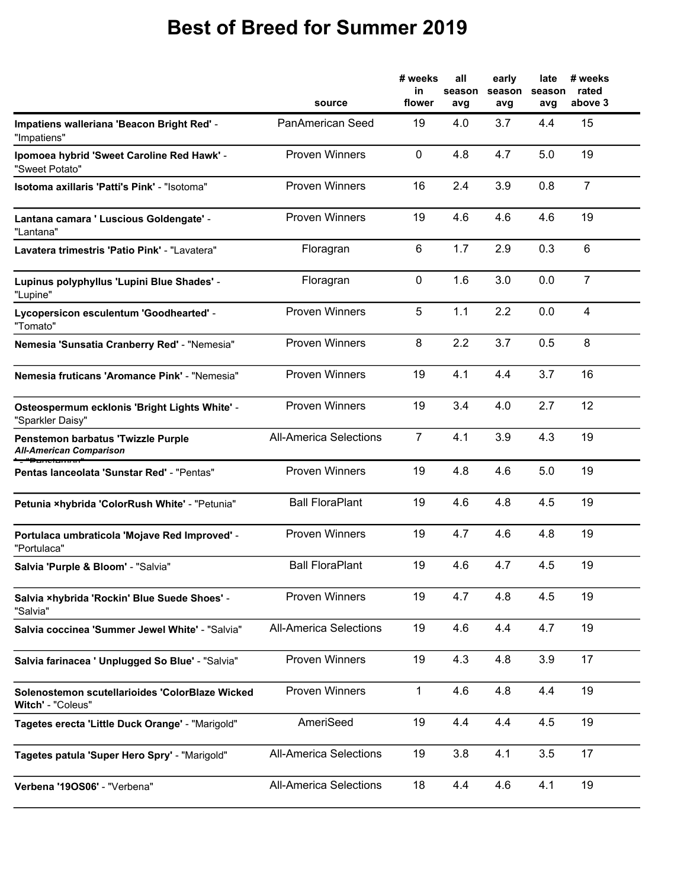# Best of Breed for Summer 2019

| | source | # weeks in flower | all season avg | early season avg | late season avg | # weeks rated above 3 |
|---|---|---|---|---|---|---|
| **Impatiens walleriana 'Beacon Bright Red'** - "Impatiens" | PanAmerican Seed | 19 | 4.0 | 3.7 | 4.4 | 15 |
| **Ipomoea hybrid 'Sweet Caroline Red Hawk'** - "Sweet Potato" | Proven Winners | 0 | 4.8 | 4.7 | 5.0 | 19 |
| **Isotoma axillaris 'Patti's Pink'** - "Isotoma" | Proven Winners | 16 | 2.4 | 3.9 | 0.8 | 7 |
| **Lantana camara ' Luscious Goldengate'** - "Lantana" | Proven Winners | 19 | 4.6 | 4.6 | 4.6 | 19 |
| **Lavatera trimestris 'Patio Pink'** - "Lavatera" | Floragran | 6 | 1.7 | 2.9 | 0.3 | 6 |
| **Lupinus polyphyllus 'Lupini Blue Shades'** - "Lupine" | Floragran | 0 | 1.6 | 3.0 | 0.0 | 7 |
| **Lycopersicon esculentum 'Goodhearted'** - "Tomato" | Proven Winners | 5 | 1.1 | 2.2 | 0.0 | 4 |
| **Nemesia 'Sunsatia Cranberry Red'** - "Nemesia" | Proven Winners | 8 | 2.2 | 3.7 | 0.5 | 8 |
| **Nemesia fruticans 'Aromance Pink'** - "Nemesia" | Proven Winners | 19 | 4.1 | 4.4 | 3.7 | 16 |
| **Osteospermum ecklonis 'Bright Lights White'** - "Sparkler Daisy" | Proven Winners | 19 | 3.4 | 4.0 | 2.7 | 12 |
| **Penstemon barbatus 'Twizzle Purple** ***All-American Comparison*** - "Penstemon" | All-America Selections | 7 | 4.1 | 3.9 | 4.3 | 19 |
| **Pentas lanceolata 'Sunstar Red'** - "Pentas" | Proven Winners | 19 | 4.8 | 4.6 | 5.0 | 19 |
| **Petunia ×hybrida 'ColorRush White'** - "Petunia" | Ball FloraPlant | 19 | 4.6 | 4.8 | 4.5 | 19 |
| **Portulaca umbraticola 'Mojave Red Improved'** - "Portulaca" | Proven Winners | 19 | 4.7 | 4.6 | 4.8 | 19 |
| **Salvia 'Purple & Bloom'** - "Salvia" | Ball FloraPlant | 19 | 4.6 | 4.7 | 4.5 | 19 |
| **Salvia ×hybrida 'Rockin' Blue Suede Shoes'** - "Salvia" | Proven Winners | 19 | 4.7 | 4.8 | 4.5 | 19 |
| **Salvia coccinea 'Summer Jewel White'** - "Salvia" | All-America Selections | 19 | 4.6 | 4.4 | 4.7 | 19 |
| **Salvia farinacea ' Unplugged So Blue'** - "Salvia" | Proven Winners | 19 | 4.3 | 4.8 | 3.9 | 17 |
| **Solenostemon scutellarioides 'ColorBlaze Wicked Witch'** - "Coleus" | Proven Winners | 1 | 4.6 | 4.8 | 4.4 | 19 |
| **Tagetes erecta 'Little Duck Orange'** - "Marigold" | AmeriSeed | 19 | 4.4 | 4.4 | 4.5 | 19 |
| **Tagetes patula 'Super Hero Spry'** - "Marigold" | All-America Selections | 19 | 3.8 | 4.1 | 3.5 | 17 |
| **Verbena '19OS06'** - "Verbena" | All-America Selections | 18 | 4.4 | 4.6 | 4.1 | 19 |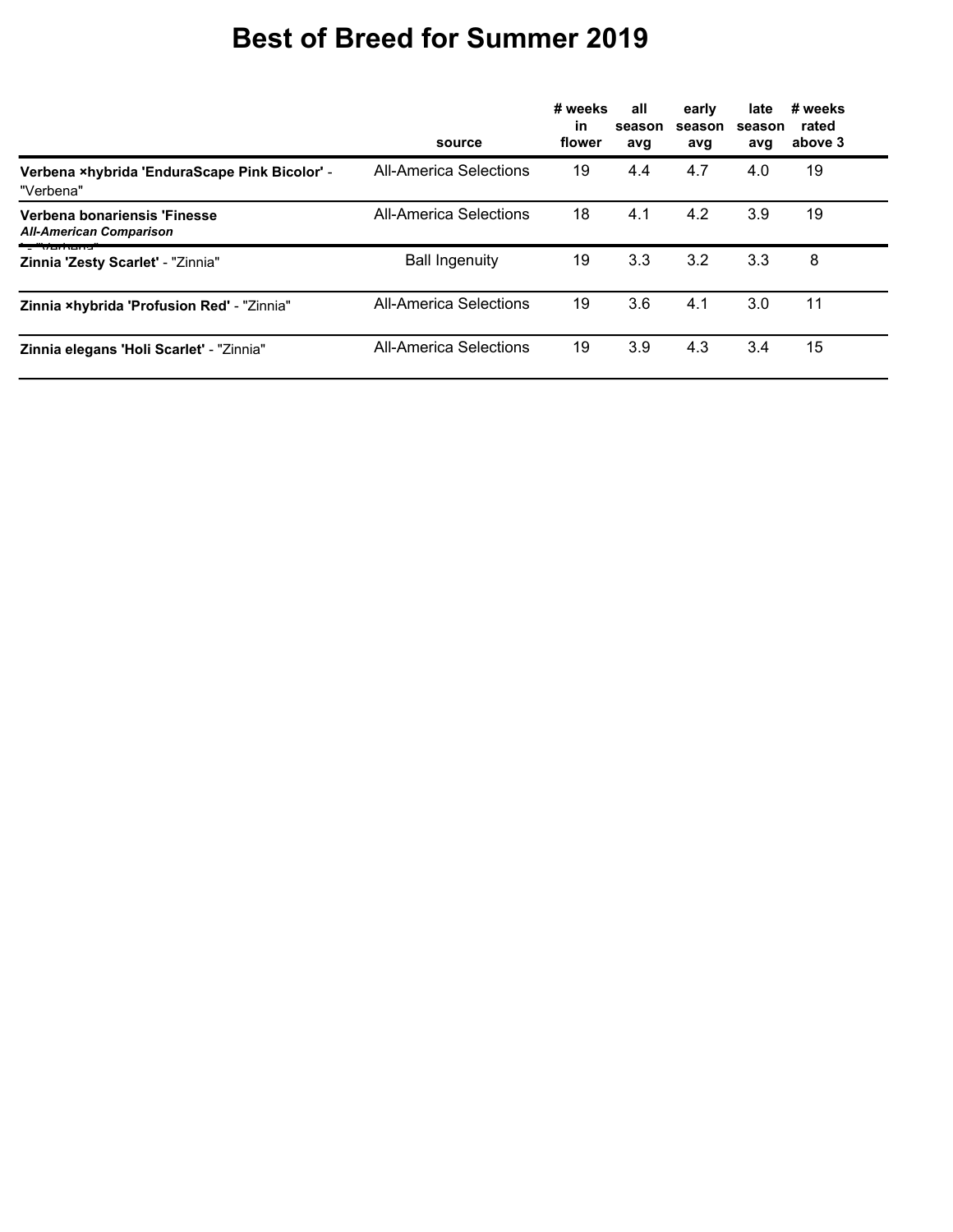# Best of Breed for Summer 2019

| | source | # weeks in flower | all season avg | early season avg | late season avg | # weeks rated above 3 |
|---|---|---|---|---|---|---|
| **Verbena ×hybrida 'EnduraScape Pink Bicolor'** - "Verbena" | All-America Selections | 19 | 4.4 | 4.7 | 4.0 | 19 |
| **Verbena bonariensis 'Finesse** ***All-American Comparison*** **'** - "Verbena" | All-America Selections | 18 | 4.1 | 4.2 | 3.9 | 19 |
| **Zinnia 'Zesty Scarlet'** - "Zinnia" | Ball Ingenuity | 19 | 3.3 | 3.2 | 3.3 | 8 |
| **Zinnia ×hybrida 'Profusion Red'** - "Zinnia" | All-America Selections | 19 | 3.6 | 4.1 | 3.0 | 11 |
| **Zinnia elegans 'Holi Scarlet'** - "Zinnia" | All-America Selections | 19 | 3.9 | 4.3 | 3.4 | 15 |